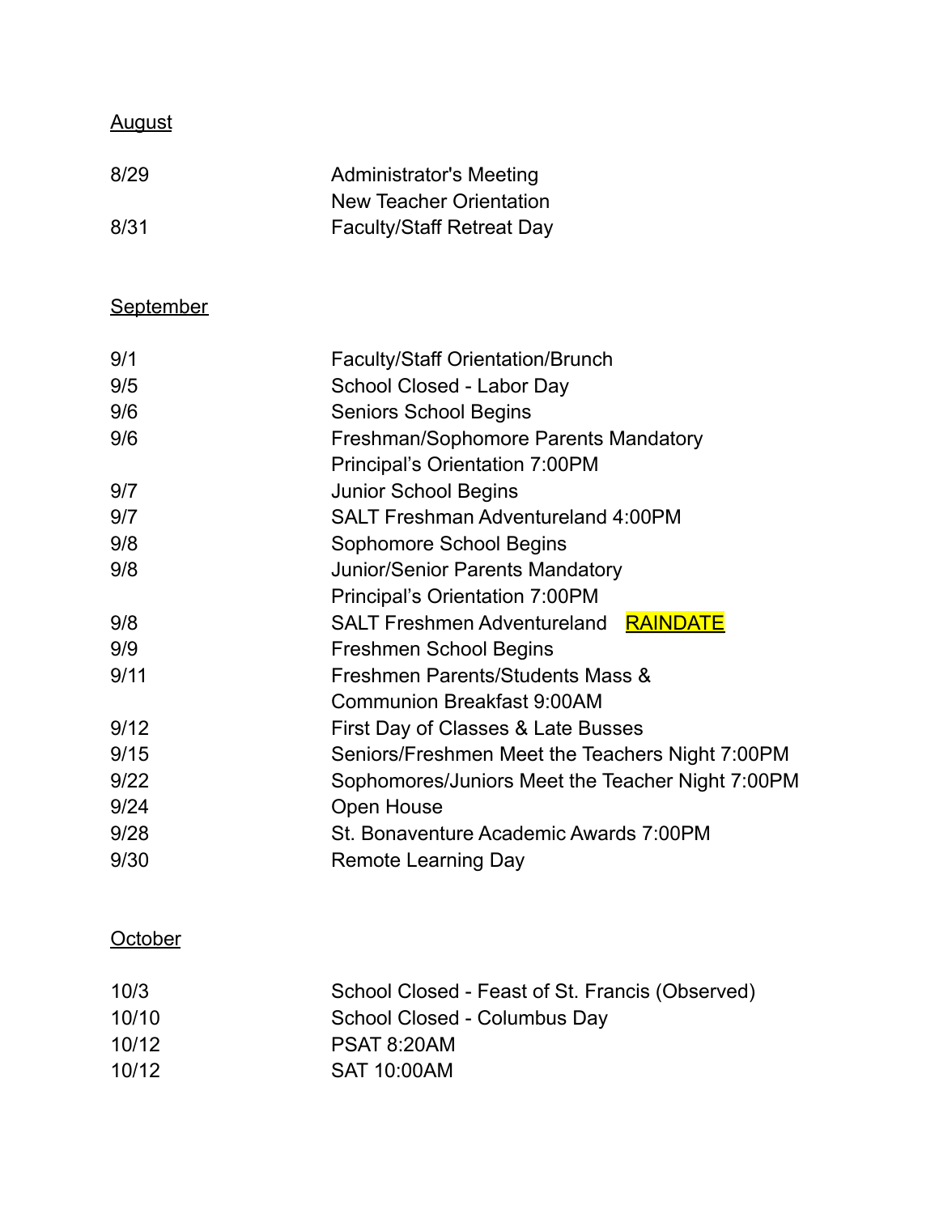## August

| | |
|---|---|
| 8/29 | Administrator's Meeting<br>New Teacher Orientation |
| 8/31 | Faculty/Staff Retreat Day |

## September

| | |
|---|---|
| 9/1 | Faculty/Staff Orientation/Brunch |
| 9/5 | School Closed - Labor Day |
| 9/6 | Seniors School Begins |
| 9/6 | Freshman/Sophomore Parents Mandatory Principal's Orientation 7:00PM |
| 9/7 | Junior School Begins |
| 9/7 | SALT Freshman Adventureland 4:00PM |
| 9/8 | Sophomore School Begins |
| 9/8 | Junior/Senior Parents Mandatory Principal's Orientation 7:00PM |
| 9/8 | SALT Freshmen Adventureland RAINDATE |
| 9/9 | Freshmen School Begins |
| 9/11 | Freshmen Parents/Students Mass & Communion Breakfast 9:00AM |
| 9/12 | First Day of Classes & Late Busses |
| 9/15 | Seniors/Freshmen Meet the Teachers Night 7:00PM |
| 9/22 | Sophomores/Juniors Meet the Teacher Night 7:00PM |
| 9/24 | Open House |
| 9/28 | St. Bonaventure Academic Awards 7:00PM |
| 9/30 | Remote Learning Day |

## October

| | |
|---|---|
| 10/3 | School Closed - Feast of St. Francis (Observed) |
| 10/10 | School Closed - Columbus Day |
| 10/12 | PSAT 8:20AM |
| 10/12 | SAT 10:00AM |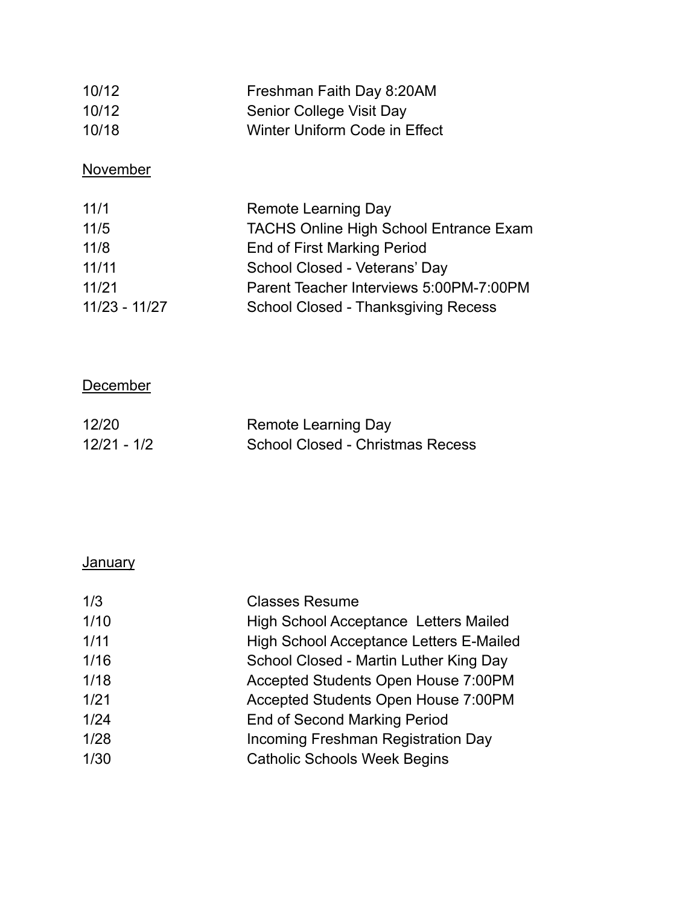| | |
|---|---|
| 10/12 | Freshman Faith Day 8:20AM |
| 10/12 | Senior College Visit Day |
| 10/18 | Winter Uniform Code in Effect |

<u>November</u>

| | |
|---|---|
| 11/1 | Remote Learning Day |
| 11/5 | TACHS Online High School Entrance Exam |
| 11/8 | End of First Marking Period |
| 11/11 | School Closed - Veterans' Day |
| 11/21 | Parent Teacher Interviews 5:00PM-7:00PM |
| 11/23 - 11/27 | School Closed - Thanksgiving Recess |

<u>December</u>

| | |
|---|---|
| 12/20 | Remote Learning Day |
| 12/21 - 1/2 | School Closed - Christmas Recess |

<u>January</u>

| | |
|---|---|
| 1/3 | Classes Resume |
| 1/10 | High School Acceptance Letters Mailed |
| 1/11 | High School Acceptance Letters E-Mailed |
| 1/16 | School Closed - Martin Luther King Day |
| 1/18 | Accepted Students Open House 7:00PM |
| 1/21 | Accepted Students Open House 7:00PM |
| 1/24 | End of Second Marking Period |
| 1/28 | Incoming Freshman Registration Day |
| 1/30 | Catholic Schools Week Begins |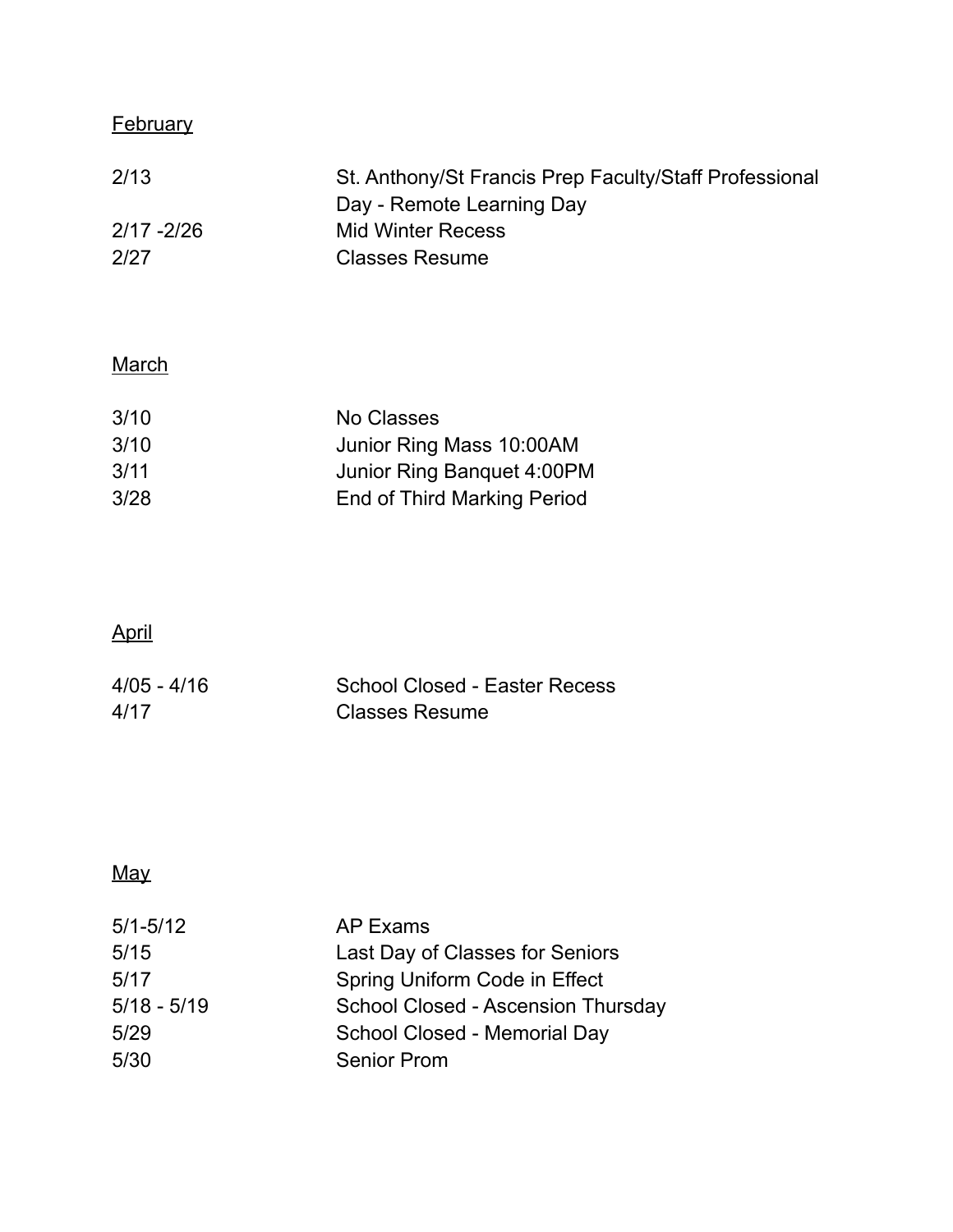## February

| | |
|---|---|
| 2/13 | St. Anthony/St Francis Prep Faculty/Staff Professional Day - Remote Learning Day |
| 2/17 -2/26 | Mid Winter Recess |
| 2/27 | Classes Resume |

## March

| | |
|---|---|
| 3/10 | No Classes |
| 3/10 | Junior Ring Mass 10:00AM |
| 3/11 | Junior Ring Banquet 4:00PM |
| 3/28 | End of Third Marking Period |

## April

| | |
|---|---|
| 4/05 - 4/16 | School Closed - Easter Recess |
| 4/17 | Classes Resume |

## May

| | |
|---|---|
| 5/1-5/12 | AP Exams |
| 5/15 | Last Day of Classes for Seniors |
| 5/17 | Spring Uniform Code in Effect |
| 5/18 - 5/19 | School Closed - Ascension Thursday |
| 5/29 | School Closed - Memorial Day |
| 5/30 | Senior Prom |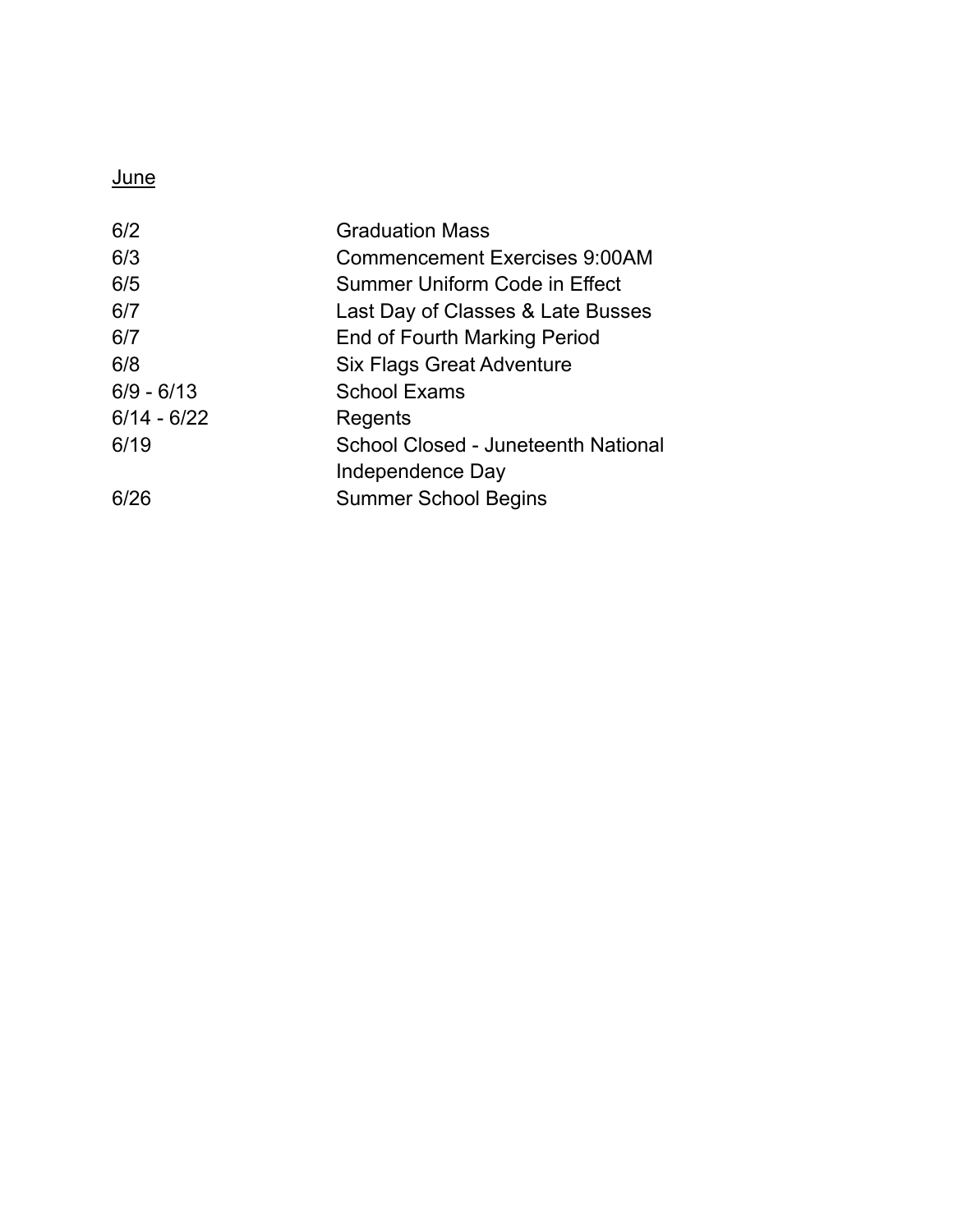<u>June</u>

| | |
|---|---|
| 6/2 | Graduation Mass |
| 6/3 | Commencement Exercises 9:00AM |
| 6/5 | Summer Uniform Code in Effect |
| 6/7 | Last Day of Classes & Late Busses |
| 6/7 | End of Fourth Marking Period |
| 6/8 | Six Flags Great Adventure |
| 6/9 - 6/13 | School Exams |
| 6/14 - 6/22 | Regents |
| 6/19 | School Closed - Juneteenth National Independence Day |
| 6/26 | Summer School Begins |